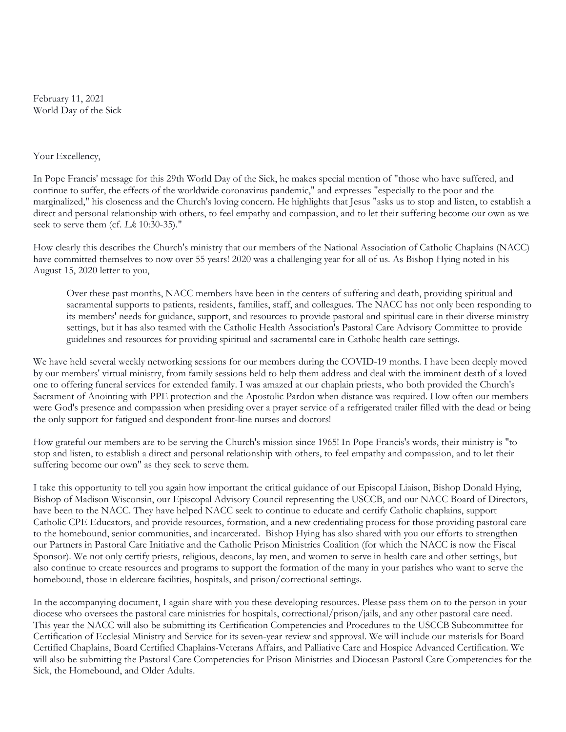February 11, 2021
World Day of the Sick

Your Excellency,

In Pope Francis' message for this 29th World Day of the Sick, he makes special mention of "those who have suffered, and continue to suffer, the effects of the worldwide coronavirus pandemic," and expresses "especially to the poor and the marginalized," his closeness and the Church's loving concern. He highlights that Jesus "asks us to stop and listen, to establish a direct and personal relationship with others, to feel empathy and compassion, and to let their suffering become our own as we seek to serve them (cf. *Lk* 10:30-35)."

How clearly this describes the Church's ministry that our members of the National Association of Catholic Chaplains (NACC) have committed themselves to now over 55 years! 2020 was a challenging year for all of us. As Bishop Hying noted in his August 15, 2020 letter to you,

> Over these past months, NACC members have been in the centers of suffering and death, providing spiritual and sacramental supports to patients, residents, families, staff, and colleagues. The NACC has not only been responding to its members' needs for guidance, support, and resources to provide pastoral and spiritual care in their diverse ministry settings, but it has also teamed with the Catholic Health Association's Pastoral Care Advisory Committee to provide guidelines and resources for providing spiritual and sacramental care in Catholic health care settings.

We have held several weekly networking sessions for our members during the COVID-19 months. I have been deeply moved by our members' virtual ministry, from family sessions held to help them address and deal with the imminent death of a loved one to offering funeral services for extended family. I was amazed at our chaplain priests, who both provided the Church's Sacrament of Anointing with PPE protection and the Apostolic Pardon when distance was required. How often our members were God's presence and compassion when presiding over a prayer service of a refrigerated trailer filled with the dead or being the only support for fatigued and despondent front-line nurses and doctors!

How grateful our members are to be serving the Church's mission since 1965! In Pope Francis's words, their ministry is "to stop and listen, to establish a direct and personal relationship with others, to feel empathy and compassion, and to let their suffering become our own" as they seek to serve them.

I take this opportunity to tell you again how important the critical guidance of our Episcopal Liaison, Bishop Donald Hying, Bishop of Madison Wisconsin, our Episcopal Advisory Council representing the USCCB, and our NACC Board of Directors, have been to the NACC. They have helped NACC seek to continue to educate and certify Catholic chaplains, support Catholic CPE Educators, and provide resources, formation, and a new credentialing process for those providing pastoral care to the homebound, senior communities, and incarcerated. Bishop Hying has also shared with you our efforts to strengthen our Partners in Pastoral Care Initiative and the Catholic Prison Ministries Coalition (for which the NACC is now the Fiscal Sponsor). We not only certify priests, religious, deacons, lay men, and women to serve in health care and other settings, but also continue to create resources and programs to support the formation of the many in your parishes who want to serve the homebound, those in eldercare facilities, hospitals, and prison/correctional settings.

In the accompanying document, I again share with you these developing resources. Please pass them on to the person in your diocese who oversees the pastoral care ministries for hospitals, correctional/prison/jails, and any other pastoral care need. This year the NACC will also be submitting its Certification Competencies and Procedures to the USCCB Subcommittee for Certification of Ecclesial Ministry and Service for its seven-year review and approval. We will include our materials for Board Certified Chaplains, Board Certified Chaplains-Veterans Affairs, and Palliative Care and Hospice Advanced Certification. We will also be submitting the Pastoral Care Competencies for Prison Ministries and Diocesan Pastoral Care Competencies for the Sick, the Homebound, and Older Adults.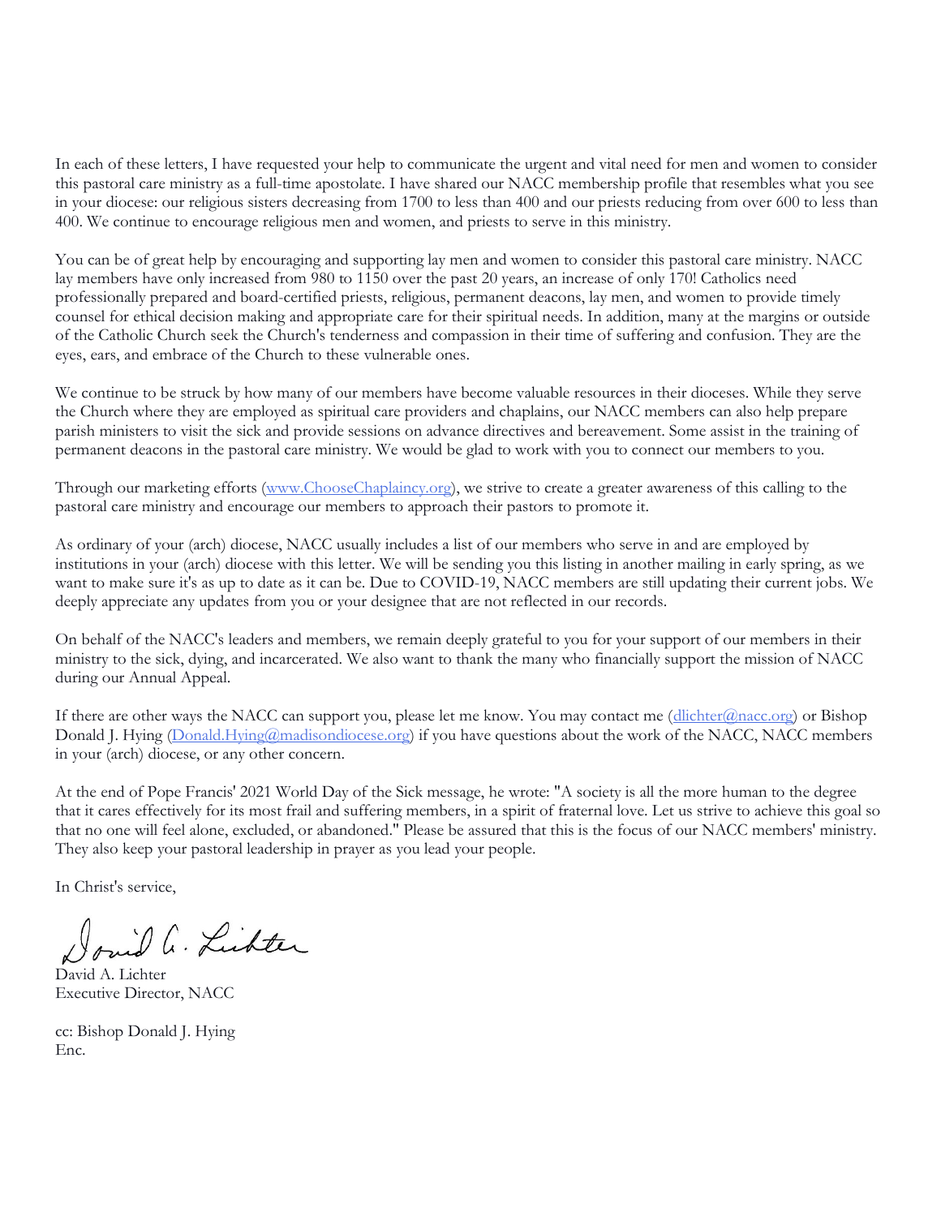In each of these letters, I have requested your help to communicate the urgent and vital need for men and women to consider this pastoral care ministry as a full-time apostolate. I have shared our NACC membership profile that resembles what you see in your diocese: our religious sisters decreasing from 1700 to less than 400 and our priests reducing from over 600 to less than 400. We continue to encourage religious men and women, and priests to serve in this ministry.

You can be of great help by encouraging and supporting lay men and women to consider this pastoral care ministry. NACC lay members have only increased from 980 to 1150 over the past 20 years, an increase of only 170! Catholics need professionally prepared and board-certified priests, religious, permanent deacons, lay men, and women to provide timely counsel for ethical decision making and appropriate care for their spiritual needs. In addition, many at the margins or outside of the Catholic Church seek the Church's tenderness and compassion in their time of suffering and confusion. They are the eyes, ears, and embrace of the Church to these vulnerable ones.

We continue to be struck by how many of our members have become valuable resources in their dioceses. While they serve the Church where they are employed as spiritual care providers and chaplains, our NACC members can also help prepare parish ministers to visit the sick and provide sessions on advance directives and bereavement. Some assist in the training of permanent deacons in the pastoral care ministry. We would be glad to work with you to connect our members to you.

Through our marketing efforts ([www.ChooseChaplaincy.org](www.ChooseChaplaincy.org)), we strive to create a greater awareness of this calling to the pastoral care ministry and encourage our members to approach their pastors to promote it.

As ordinary of your (arch) diocese, NACC usually includes a list of our members who serve in and are employed by institutions in your (arch) diocese with this letter. We will be sending you this listing in another mailing in early spring, as we want to make sure it's as up to date as it can be. Due to COVID-19, NACC members are still updating their current jobs. We deeply appreciate any updates from you or your designee that are not reflected in our records.

On behalf of the NACC's leaders and members, we remain deeply grateful to you for your support of our members in their ministry to the sick, dying, and incarcerated. We also want to thank the many who financially support the mission of NACC during our Annual Appeal.

If there are other ways the NACC can support you, please let me know. You may contact me ([dlichter@nacc.org](mailto:dlichter@nacc.org)) or Bishop Donald J. Hying ([Donald.Hying@madisondiocese.org](mailto:Donald.Hying@madisondiocese.org)) if you have questions about the work of the NACC, NACC members in your (arch) diocese, or any other concern.

At the end of Pope Francis' 2021 World Day of the Sick message, he wrote: "A society is all the more human to the degree that it cares effectively for its most frail and suffering members, in a spirit of fraternal love. Let us strive to achieve this goal so that no one will feel alone, excluded, or abandoned." Please be assured that this is the focus of our NACC members' ministry. They also keep your pastoral leadership in prayer as you lead your people.

In Christ's service,

David A. Lichter
Executive Director, NACC

cc: Bishop Donald J. Hying
Enc.